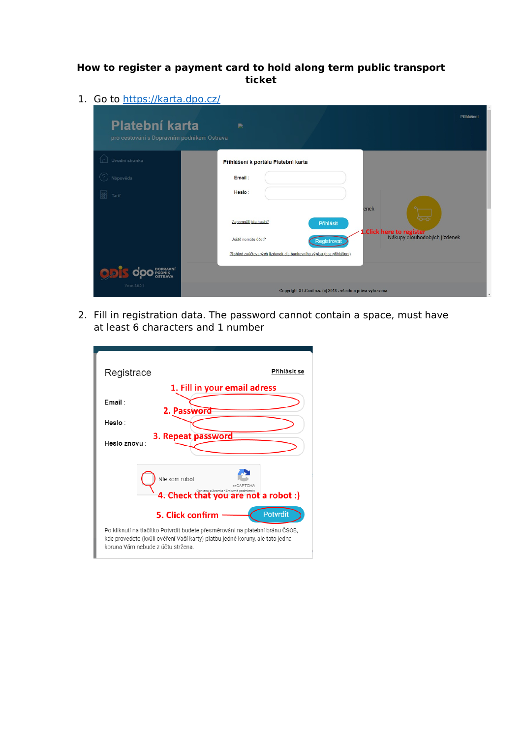# How to register a payment card to hold along term public transport ticket

1. Go to https://karta.dpo.cz/

2. Fill in registration data. The password cannot contain a space, must have at least 6 characters and 1 number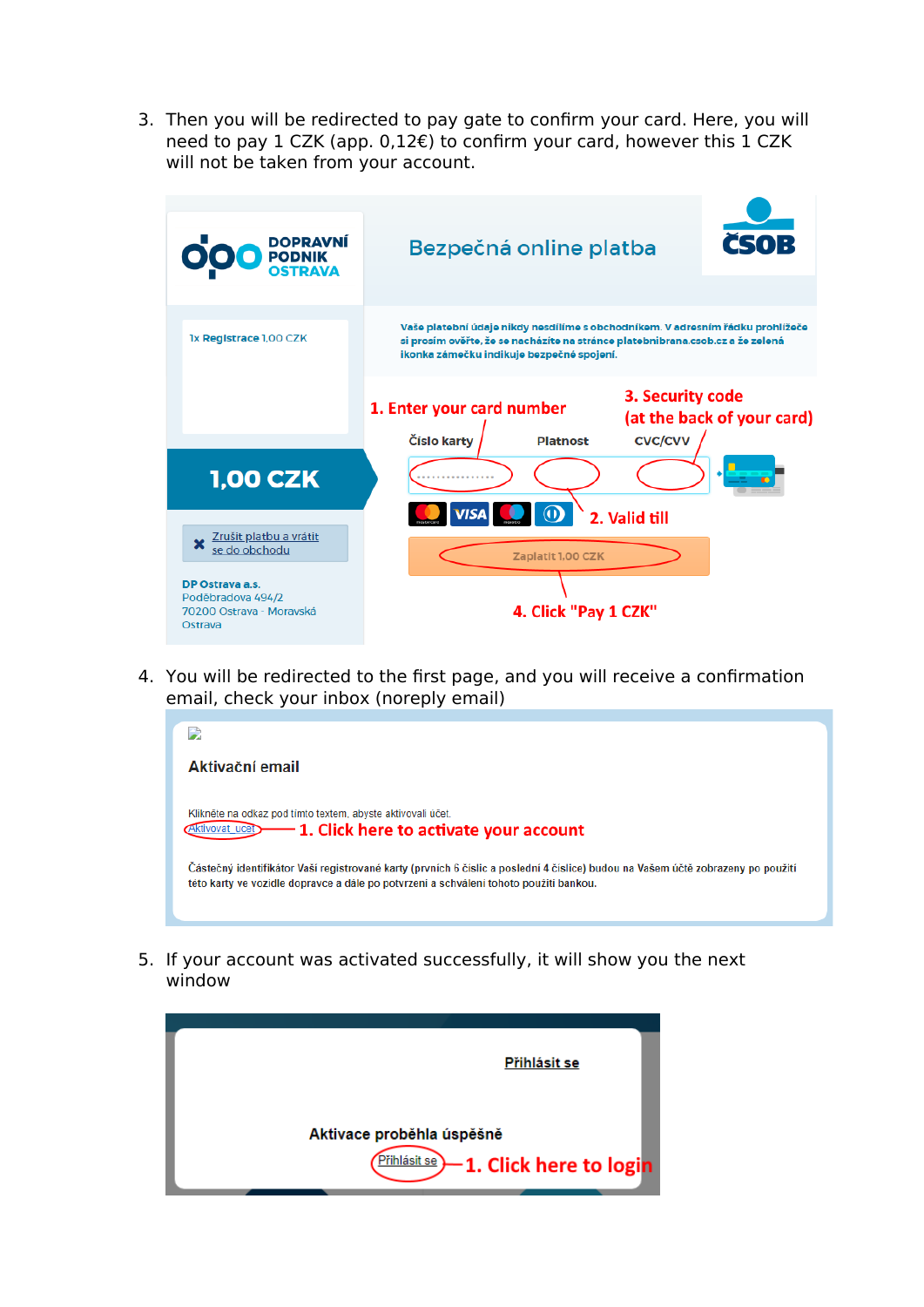3. Then you will be redirected to pay gate to confirm your card. Here, you will need to pay 1 CZK (app. 0,12€) to confirm your card, however this 1 CZK will not be taken from your account.

4. You will be redirected to the first page, and you will receive a confirmation email, check your inbox (noreply email)

5. If your account was activated successfully, it will show you the next window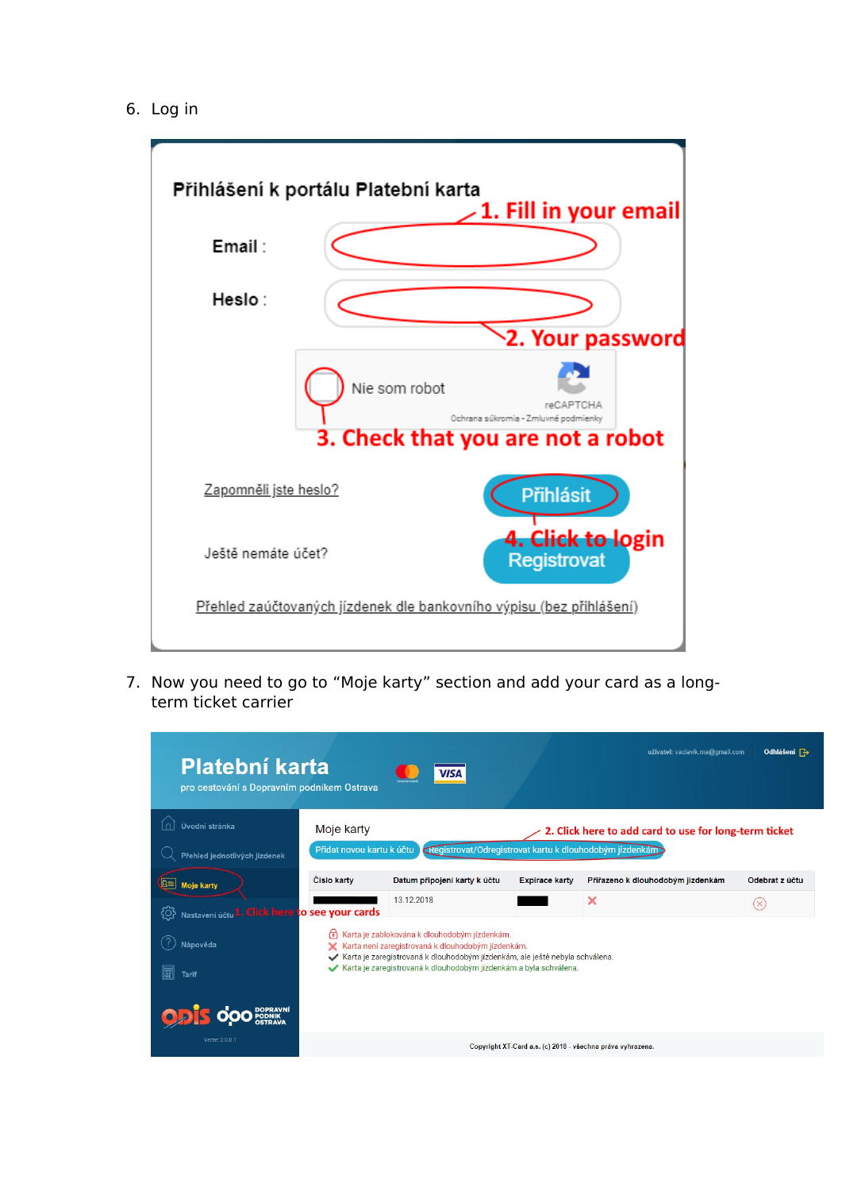6. Log in

Přihlášení k portálu Platební karta

1. Fill in your email

Email :

Heslo :

2. Your password

Nie som robot

reCAPTCHA

Ochrana súkromia - Zmluvné podmienky

3. Check that you are not a robot

Zapomněli jste heslo?

Přihlásit

4. Click to login

Ještě nemáte účet?

Registrovat

Přehled zaúčtovaných jízdenek dle bankovního výpisu (bez přihlášení)

7. Now you need to go to "Moje karty" section and add your card as a long-term ticket carrier

Platební karta

pro cestování s Dopravním podnikem Ostrava

uživatel: vaclavik.me@gmail.com Odhlášení

Úvodní stránka

Přehled jednotlivých jízdenek

Moje karty

Nastavení účtu

1. Click here to see your cards

Nápověda

Tarif

Verze: 2.0.0.1

Moje karty

2. Click here to add card to use for long-term ticket

Přidat novou kartu k účtu | Registrovat/Odregistrovat kartu k dlouhodobým jízdenkám

| Číslo karty | Datum připojení karty k účtu | Expirace karty | Přiřazeno k dlouhodobým jízdenkám | Odebrat z účtu |
|---|---|---|---|---|
| ████ | 13.12.2018 | ████ | ✗ | ⊗ |

- Karta je zablokována k dlouhodobým jízdenkám.
- Karta není zaregistrovaná k dlouhodobým jízdenkám.
- Karta je zaregistrovaná k dlouhodobým jízdenkám, ale ještě nebyla schválena.
- Karta je zaregistrovaná k dlouhodobým jízdenkám a byla schválena.

Copyright XT-Card a.s. (c) 2018 - všechna práva vyhrazena.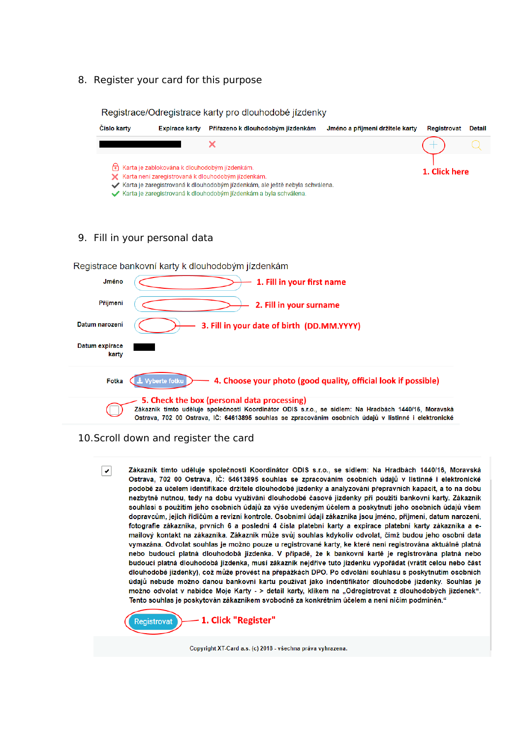8. Register your card for this purpose

Registrace/Odregistrace karty pro dlouhodobé jízdenky

| Číslo karty | Expirace karty | Přiřazeno k dlouhodobým jízdenkám | Jméno a příjmení držitele karty | Registrovat | Detail |
|---|---|---|---|---|---|
| | | | | | |

1. Click here

- Karta je zablokována k dlouhodobým jízdenkám.
- Karta není zaregistrovaná k dlouhodobým jízdenkám.
- Karta je zaregistrovaná k dlouhodobým jízdenkám, ale ještě nebyla schválena.
- Karta je zaregistrovaná k dlouhodobým jízdenkám a byla schválena.

9. Fill in your personal data

Registrace bankovní karty k dlouhodobým jízdenkám

Jméno — 1. Fill in your first name

Příjmení — 2. Fill in your surname

Datum narození — 3. Fill in your date of birth (DD.MM.YYYY)

Datum expirace karty

Fotka — Vyberte fotku — 4. Choose your photo (good quality, official look if possible)

5. Check the box (personal data processing)

Zákazník tímto uděluje společnosti Koordinátor ODIS s.r.o., se sídlem: Na Hradbách 1440/16, Moravská Ostrava, 702 00 Ostrava, IČ: 64613895 souhlas se zpracováním osobních údajů v listinné i elektronické

10. Scroll down and register the card

Zákazník tímto uděluje společnosti Koordinátor ODIS s.r.o., se sídlem: Na Hradbách 1440/16, Moravská Ostrava, 702 00 Ostrava, IČ: 64613895 souhlas se zpracováním osobních údajů v listinné i elektronické podobě za účelem identifikace držitele dlouhodobé jízdenky a analyzování přepravních kapacit, a to na dobu nezbytně nutnou, tedy na dobu využívání dlouhodobé časové jízdenky při použití bankovní karty. Zákazník souhlasí s použitím jeho osobních údajů za výše uvedeným účelem a poskytnutí jeho osobních údajů všem dopravcům, jejich řidičům a revizní kontrole. Osobními údaji zákazníka jsou jméno, příjmení, datum narození, fotografie zákazníka, prvních 6 a poslední 4 čísla platební karty a expirace platební karty zákazníka a e-mailový kontakt na zákazníka. Zákazník může svůj souhlas kdykoliv odvolat, čímž budou jeho osobní data vymazána. Odvolat souhlas je možno pouze u registrované karty, ke které není registrována aktuálně platná nebo budoucí platná dlouhodobá jízdenka. V případě, že k bankovní kartě je registrována platná nebo budoucí platná dlouhodobá jízdenka, musí zákazník nejdříve tuto jízdenku vypořádat (vrátit celou nebo část dlouhodobé jízdenky), což může provést na přepážkách DPO. Po odvolání souhlasu s poskytnutím osobních údajů nebude možno danou bankovní kartu používat jako indentifikátor dlouhodobé jízdenky. Souhlas je možno odvolat v nabídce Moje Karty - > detail karty, klikem na „Odregistrovat z dlouhodobých jízdenek". Tento souhlas je poskytován zákazníkem svobodně za konkrétním účelem a není ničím podmíněn.“

Registrovat — 1. Click "Register"

Copyright XT-Card a.s. (c) 2018 - všechna práva vyhrazena.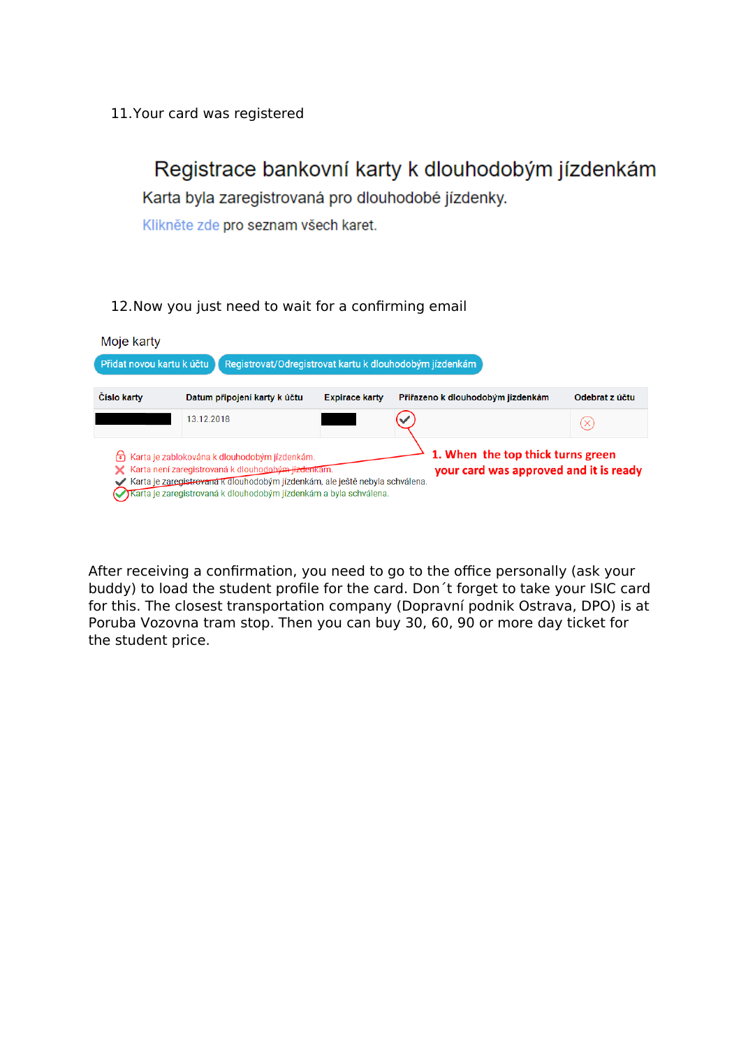11. Your card was registered

## Registrace bankovní karty k dlouhodobým jízdenkám

Karta byla zaregistrovaná pro dlouhodobé jízdenky.

Klikněte zde pro seznam všech karet.

12. Now you just need to wait for a confirming email

Moje karty

Přidat novou kartu k účtu | Registrovat/Odregistrovat kartu k dlouhodobým jízdenkám

| Číslo karty | Datum připojení karty k účtu | Expirace karty | Přiřazeno k dlouhodobým jízdenkám | Odebrat z účtu |
|---|---|---|---|---|
| ███ | 13.12.2018 | ███ | ✓ | ⊗ |

- Karta je zablokována k dlouhodobým jízdenkám.
- Karta není zaregistrovaná k dlouhodobým jízdenkám.
- Karta je zaregistrovaná k dlouhodobým jízdenkám, ale ještě nebyla schválena.
- Karta je zaregistrovaná k dlouhodobým jízdenkám a byla schválena.

**1. When the top thick turns green your card was approved and it is ready**

After receiving a confirmation, you need to go to the office personally (ask your buddy) to load the student profile for the card. Don´t forget to take your ISIC card for this. The closest transportation company (Dopravní podnik Ostrava, DPO) is at Poruba Vozovna tram stop. Then you can buy 30, 60, 90 or more day ticket for the student price.